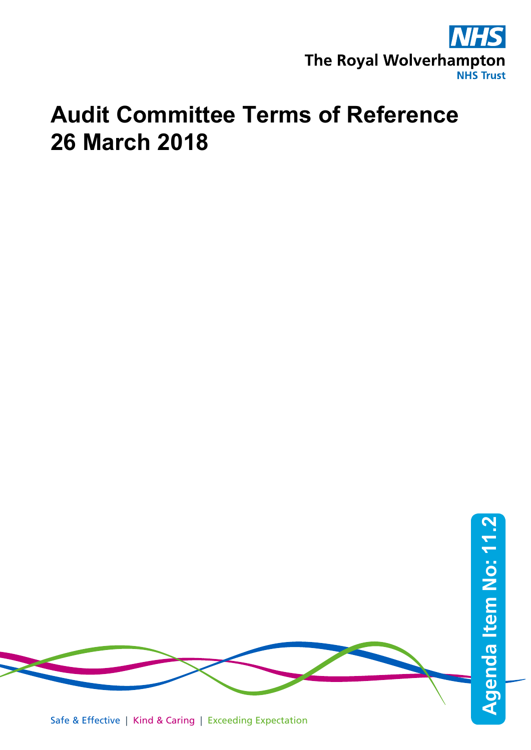The Royal Wolverhampton NHS Trust

# Audit Committee Terms of Reference 26 March 2018

Agenda Item No: 11.2

Safe & Effective | Kind & Caring | Exceeding Expectation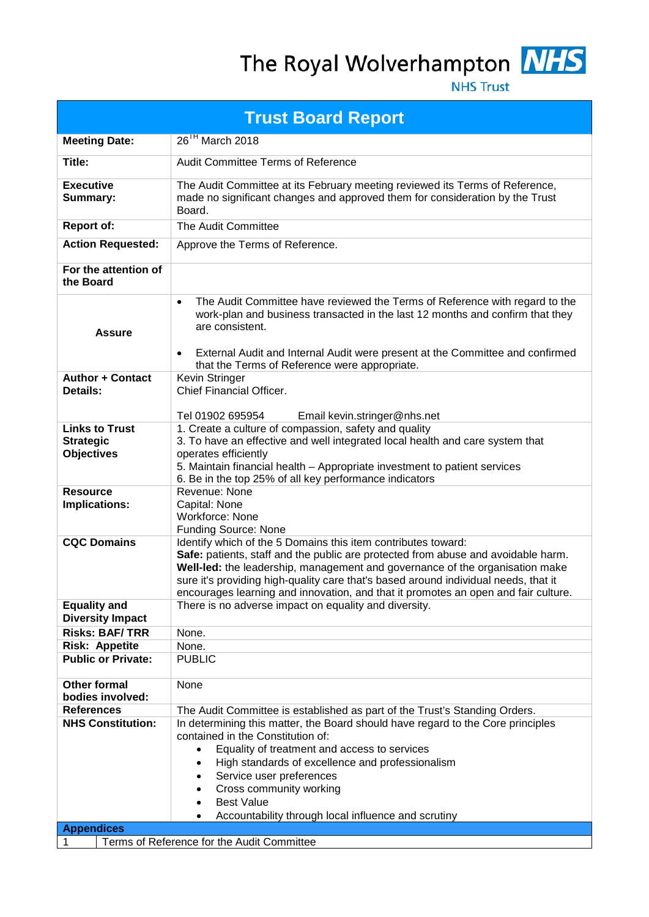The Royal Wolverhampton NHS Trust

# Trust Board Report

| | |
|---|---|
| **Meeting Date:** | 26TH March 2018 |
| **Title:** | Audit Committee Terms of Reference |
| **Executive Summary:** | The Audit Committee at its February meeting reviewed its Terms of Reference, made no significant changes and approved them for consideration by the Trust Board. |
| **Report of:** | The Audit Committee |
| **Action Requested:** | Approve the Terms of Reference. |
| **For the attention of the Board** | |
| **Assure** | • The Audit Committee have reviewed the Terms of Reference with regard to the work-plan and business transacted in the last 12 months and confirm that they are consistent.<br><br>• External Audit and Internal Audit were present at the Committee and confirmed that the Terms of Reference were appropriate. |
| **Author + Contact Details:** | Kevin Stringer<br>Chief Financial Officer.<br><br>Tel 01902 695954 Email kevin.stringer@nhs.net |
| **Links to Trust Strategic Objectives** | 1. Create a culture of compassion, safety and quality<br>3. To have an effective and well integrated local health and care system that operates efficiently<br>5. Maintain financial health – Appropriate investment to patient services<br>6. Be in the top 25% of all key performance indicators |
| **Resource Implications:** | Revenue: None<br>Capital: None<br>Workforce: None<br>Funding Source: None |
| **CQC Domains** | Identify which of the 5 Domains this item contributes toward:<br>**Safe:** patients, staff and the public are protected from abuse and avoidable harm.<br>**Well-led:** the leadership, management and governance of the organisation make sure it's providing high-quality care that's based around individual needs, that it encourages learning and innovation, and that it promotes an open and fair culture. |
| **Equality and Diversity Impact** | There is no adverse impact on equality and diversity. |
| **Risks: BAF/ TRR** | None. |
| **Risk: Appetite** | None. |
| **Public or Private:** | PUBLIC |
| **Other formal bodies involved:** | None |
| **References** | The Audit Committee is established as part of the Trust's Standing Orders. |
| **NHS Constitution:** | In determining this matter, the Board should have regard to the Core principles contained in the Constitution of:<br>• Equality of treatment and access to services<br>• High standards of excellence and professionalism<br>• Service user preferences<br>• Cross community working<br>• Best Value<br>• Accountability through local influence and scrutiny |

**Appendices**

| | |
|---|---|
| 1 | Terms of Reference for the Audit Committee |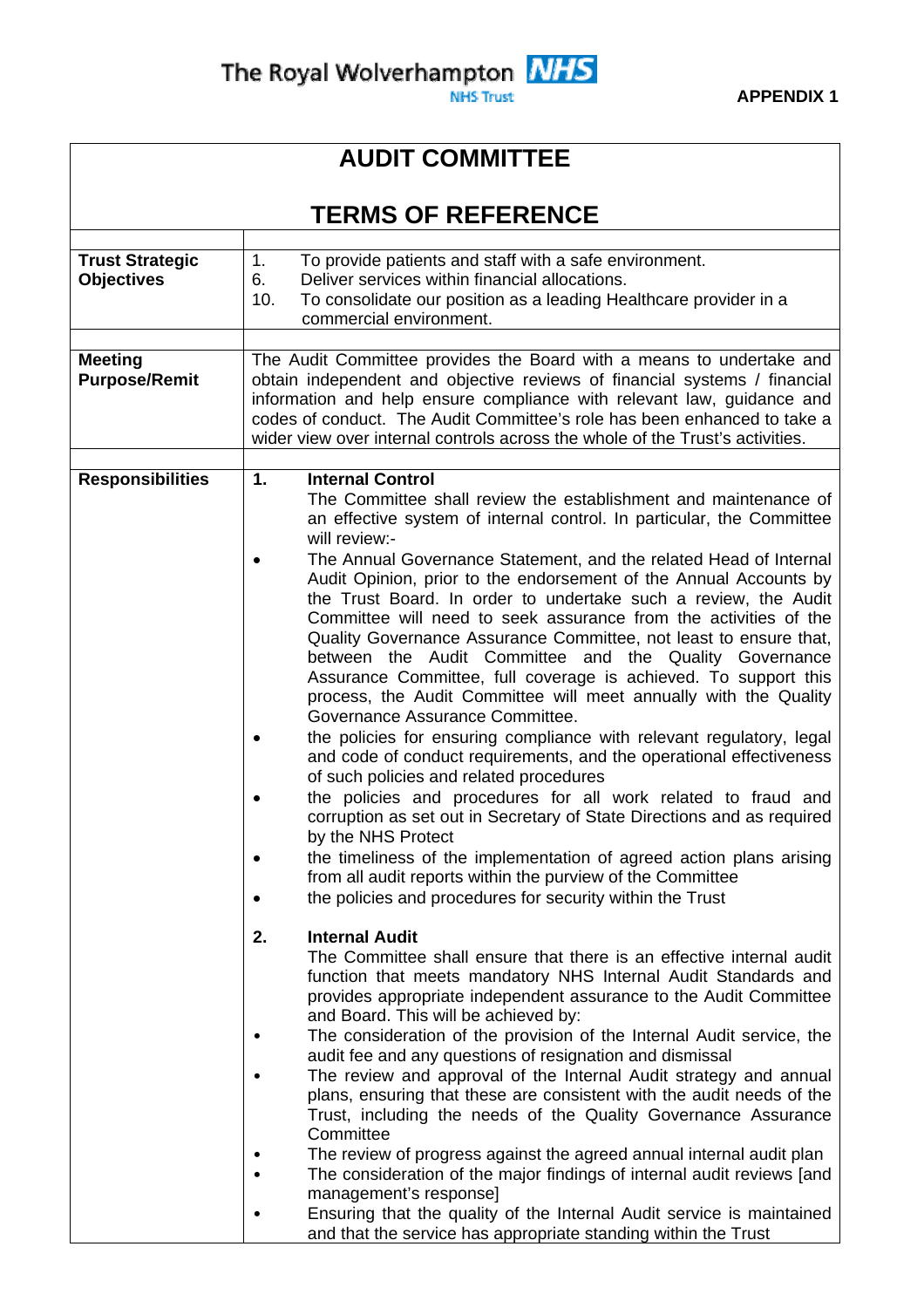The Royal Wolverhampton NHS Trust

**APPENDIX 1**

# AUDIT COMMITTEE

# TERMS OF REFERENCE

| | |
|---|---|
| **Trust Strategic Objectives** | 1. To provide patients and staff with a safe environment.<br>6. Deliver services within financial allocations.<br>10. To consolidate our position as a leading Healthcare provider in a commercial environment. |
| **Meeting Purpose/Remit** | The Audit Committee provides the Board with a means to undertake and obtain independent and objective reviews of financial systems / financial information and help ensure compliance with relevant law, guidance and codes of conduct. The Audit Committee's role has been enhanced to take a wider view over internal controls across the whole of the Trust's activities. |
| **Responsibilities** | **1. Internal Control**<br>The Committee shall review the establishment and maintenance of an effective system of internal control. In particular, the Committee will review:-<br>• The Annual Governance Statement, and the related Head of Internal Audit Opinion, prior to the endorsement of the Annual Accounts by the Trust Board. In order to undertake such a review, the Audit Committee will need to seek assurance from the activities of the Quality Governance Assurance Committee, not least to ensure that, between the Audit Committee and the Quality Governance Assurance Committee, full coverage is achieved. To support this process, the Audit Committee will meet annually with the Quality Governance Assurance Committee.<br>• the policies for ensuring compliance with relevant regulatory, legal and code of conduct requirements, and the operational effectiveness of such policies and related procedures<br>• the policies and procedures for all work related to fraud and corruption as set out in Secretary of State Directions and as required by the NHS Protect<br>• the timeliness of the implementation of agreed action plans arising from all audit reports within the purview of the Committee<br>• the policies and procedures for security within the Trust<br><br>**2. Internal Audit**<br>The Committee shall ensure that there is an effective internal audit function that meets mandatory NHS Internal Audit Standards and provides appropriate independent assurance to the Audit Committee and Board. This will be achieved by:<br>• The consideration of the provision of the Internal Audit service, the audit fee and any questions of resignation and dismissal<br>• The review and approval of the Internal Audit strategy and annual plans, ensuring that these are consistent with the audit needs of the Trust, including the needs of the Quality Governance Assurance Committee<br>• The review of progress against the agreed annual internal audit plan<br>• The consideration of the major findings of internal audit reviews [and management's response]<br>• Ensuring that the quality of the Internal Audit service is maintained and that the service has appropriate standing within the Trust |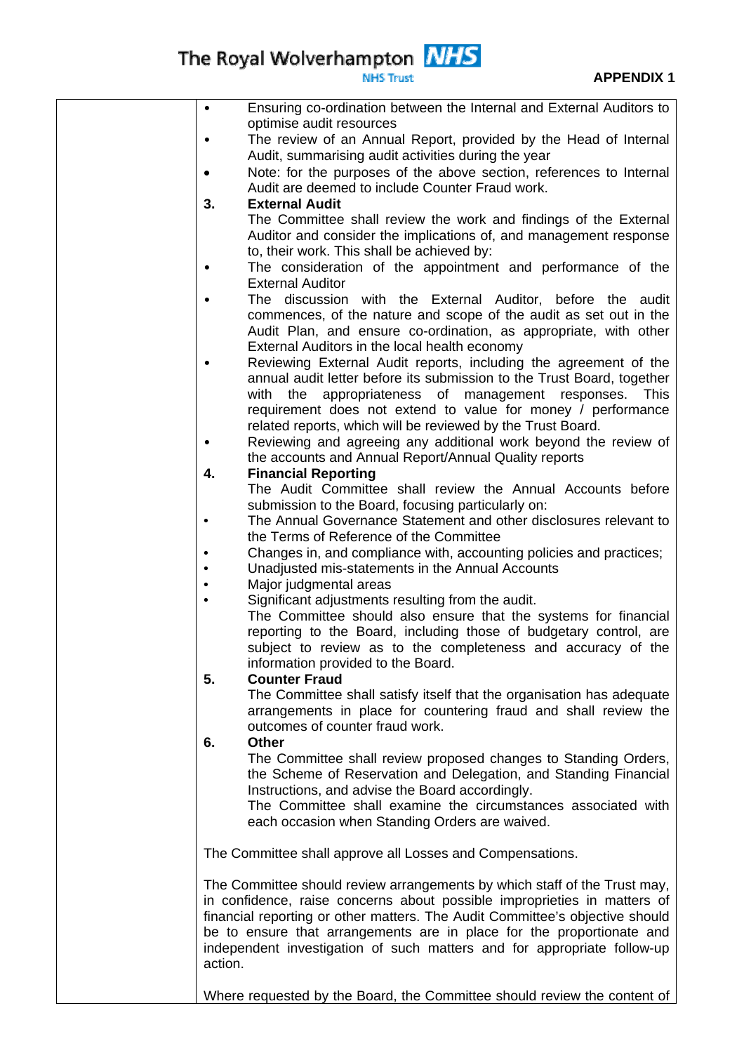- Ensuring co-ordination between the Internal and External Auditors to optimise audit resources
- The review of an Annual Report, provided by the Head of Internal Audit, summarising audit activities during the year
- Note: for the purposes of the above section, references to Internal Audit are deemed to include Counter Fraud work.

**3. External Audit**

The Committee shall review the work and findings of the External Auditor and consider the implications of, and management response to, their work. This shall be achieved by:

- The consideration of the appointment and performance of the External Auditor
- The discussion with the External Auditor, before the audit commences, of the nature and scope of the audit as set out in the Audit Plan, and ensure co-ordination, as appropriate, with other External Auditors in the local health economy
- Reviewing External Audit reports, including the agreement of the annual audit letter before its submission to the Trust Board, together with the appropriateness of management responses. This requirement does not extend to value for money / performance related reports, which will be reviewed by the Trust Board.
- Reviewing and agreeing any additional work beyond the review of the accounts and Annual Report/Annual Quality reports

**4. Financial Reporting**

The Audit Committee shall review the Annual Accounts before submission to the Board, focusing particularly on:

- The Annual Governance Statement and other disclosures relevant to the Terms of Reference of the Committee
- Changes in, and compliance with, accounting policies and practices;
- Unadjusted mis-statements in the Annual Accounts
- Major judgmental areas
- Significant adjustments resulting from the audit.

The Committee should also ensure that the systems for financial reporting to the Board, including those of budgetary control, are subject to review as to the completeness and accuracy of the information provided to the Board.

**5. Counter Fraud**

The Committee shall satisfy itself that the organisation has adequate arrangements in place for countering fraud and shall review the outcomes of counter fraud work.

**6. Other**

The Committee shall review proposed changes to Standing Orders, the Scheme of Reservation and Delegation, and Standing Financial Instructions, and advise the Board accordingly.

The Committee shall examine the circumstances associated with each occasion when Standing Orders are waived.

The Committee shall approve all Losses and Compensations.

The Committee should review arrangements by which staff of the Trust may, in confidence, raise concerns about possible improprieties in matters of financial reporting or other matters. The Audit Committee's objective should be to ensure that arrangements are in place for the proportionate and independent investigation of such matters and for appropriate follow-up action.

Where requested by the Board, the Committee should review the content of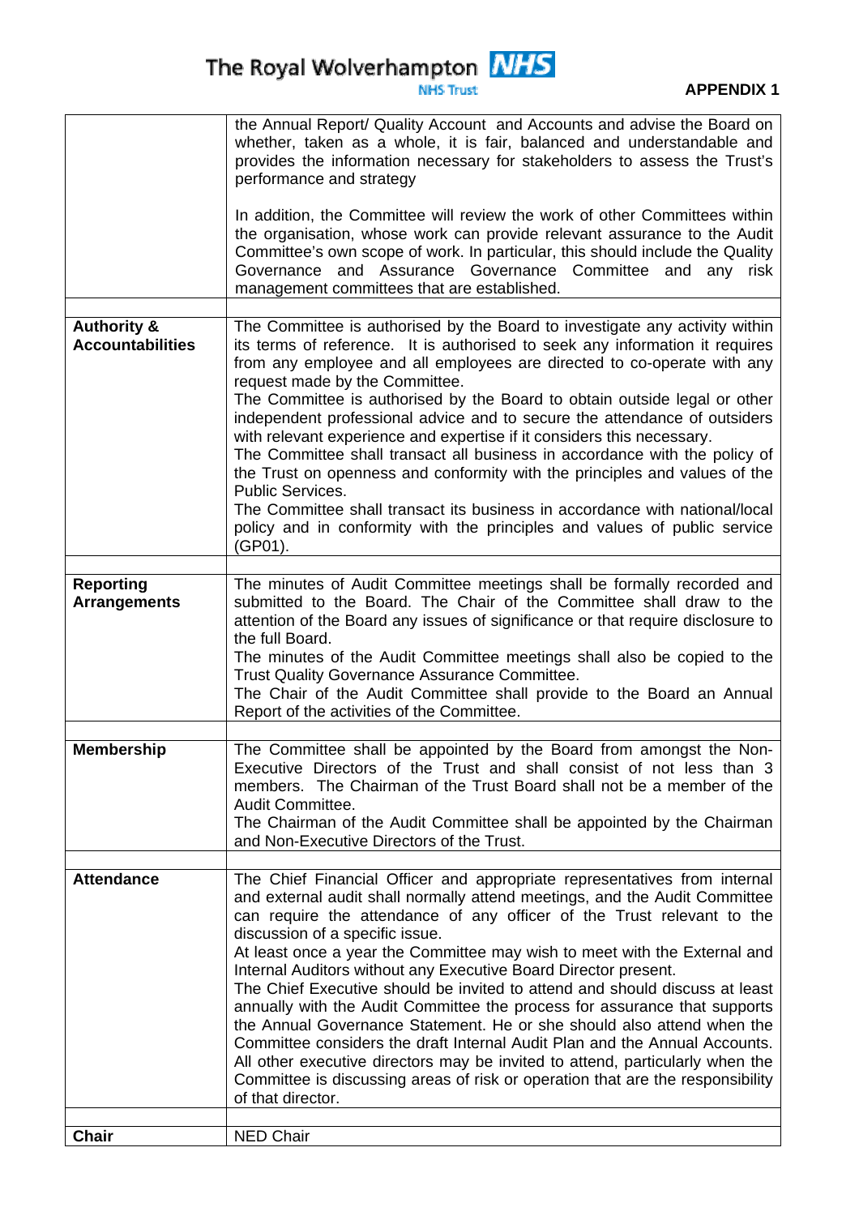APPENDIX 1

| | |
|---|---|
| | the Annual Report/ Quality Account and Accounts and advise the Board on whether, taken as a whole, it is fair, balanced and understandable and provides the information necessary for stakeholders to assess the Trust's performance and strategy<br><br>In addition, the Committee will review the work of other Committees within the organisation, whose work can provide relevant assurance to the Audit Committee's own scope of work. In particular, this should include the Quality Governance and Assurance Governance Committee and any risk management committees that are established. |
| | |
| **Authority & Accountabilities** | The Committee is authorised by the Board to investigate any activity within its terms of reference. It is authorised to seek any information it requires from any employee and all employees are directed to co-operate with any request made by the Committee.<br>The Committee is authorised by the Board to obtain outside legal or other independent professional advice and to secure the attendance of outsiders with relevant experience and expertise if it considers this necessary.<br>The Committee shall transact all business in accordance with the policy of the Trust on openness and conformity with the principles and values of the Public Services.<br>The Committee shall transact its business in accordance with national/local policy and in conformity with the principles and values of public service (GP01). |
| | |
| **Reporting Arrangements** | The minutes of Audit Committee meetings shall be formally recorded and submitted to the Board. The Chair of the Committee shall draw to the attention of the Board any issues of significance or that require disclosure to the full Board.<br>The minutes of the Audit Committee meetings shall also be copied to the Trust Quality Governance Assurance Committee.<br>The Chair of the Audit Committee shall provide to the Board an Annual Report of the activities of the Committee. |
| | |
| **Membership** | The Committee shall be appointed by the Board from amongst the Non-Executive Directors of the Trust and shall consist of not less than 3 members. The Chairman of the Trust Board shall not be a member of the Audit Committee.<br>The Chairman of the Audit Committee shall be appointed by the Chairman and Non-Executive Directors of the Trust. |
| | |
| **Attendance** | The Chief Financial Officer and appropriate representatives from internal and external audit shall normally attend meetings, and the Audit Committee can require the attendance of any officer of the Trust relevant to the discussion of a specific issue.<br>At least once a year the Committee may wish to meet with the External and Internal Auditors without any Executive Board Director present.<br>The Chief Executive should be invited to attend and should discuss at least annually with the Audit Committee the process for assurance that supports the Annual Governance Statement. He or she should also attend when the Committee considers the draft Internal Audit Plan and the Annual Accounts.<br>All other executive directors may be invited to attend, particularly when the Committee is discussing areas of risk or operation that are the responsibility of that director. |
| | |
| **Chair** | NED Chair |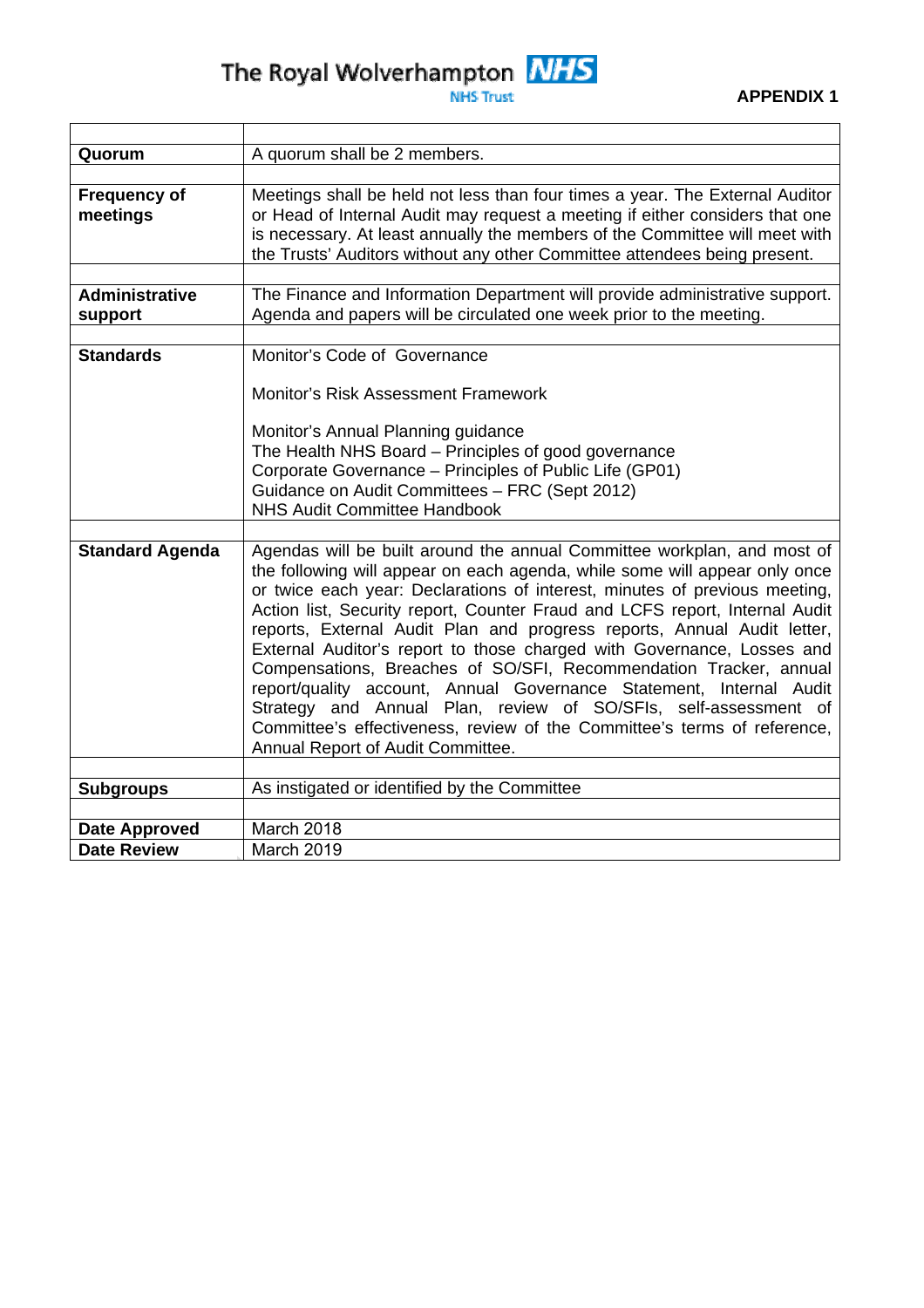APPENDIX 1

| | |
|---|---|
| **Quorum** | A quorum shall be 2 members. |
| **Frequency of meetings** | Meetings shall be held not less than four times a year. The External Auditor or Head of Internal Audit may request a meeting if either considers that one is necessary. At least annually the members of the Committee will meet with the Trusts' Auditors without any other Committee attendees being present. |
| **Administrative support** | The Finance and Information Department will provide administrative support. Agenda and papers will be circulated one week prior to the meeting. |
| **Standards** | Monitor's Code of Governance<br><br>Monitor's Risk Assessment Framework<br><br>Monitor's Annual Planning guidance<br>The Health NHS Board – Principles of good governance<br>Corporate Governance – Principles of Public Life (GP01)<br>Guidance on Audit Committees – FRC (Sept 2012)<br>NHS Audit Committee Handbook |
| **Standard Agenda** | Agendas will be built around the annual Committee workplan, and most of the following will appear on each agenda, while some will appear only once or twice each year: Declarations of interest, minutes of previous meeting, Action list, Security report, Counter Fraud and LCFS report, Internal Audit reports, External Audit Plan and progress reports, Annual Audit letter, External Auditor's report to those charged with Governance, Losses and Compensations, Breaches of SO/SFI, Recommendation Tracker, annual report/quality account, Annual Governance Statement, Internal Audit Strategy and Annual Plan, review of SO/SFIs, self-assessment of Committee's effectiveness, review of the Committee's terms of reference, Annual Report of Audit Committee. |
| **Subgroups** | As instigated or identified by the Committee |
| **Date Approved** | March 2018 |
| **Date Review** | March 2019 |